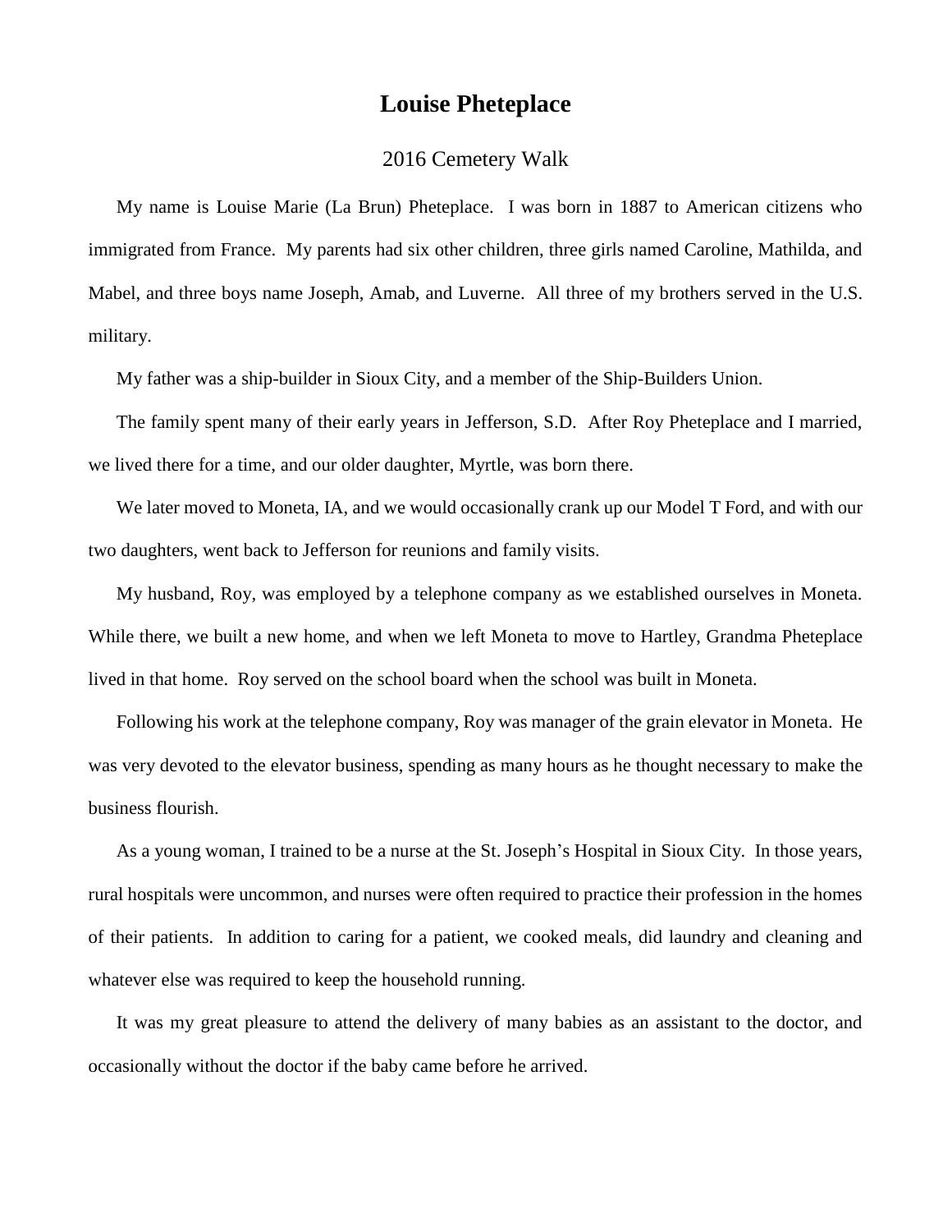# Louise Pheteplace

## 2016 Cemetery Walk

My name is Louise Marie (La Brun) Pheteplace. I was born in 1887 to American citizens who immigrated from France. My parents had six other children, three girls named Caroline, Mathilda, and Mabel, and three boys name Joseph, Amab, and Luverne. All three of my brothers served in the U.S. military.

My father was a ship-builder in Sioux City, and a member of the Ship-Builders Union.

The family spent many of their early years in Jefferson, S.D. After Roy Pheteplace and I married, we lived there for a time, and our older daughter, Myrtle, was born there.

We later moved to Moneta, IA, and we would occasionally crank up our Model T Ford, and with our two daughters, went back to Jefferson for reunions and family visits.

My husband, Roy, was employed by a telephone company as we established ourselves in Moneta. While there, we built a new home, and when we left Moneta to move to Hartley, Grandma Pheteplace lived in that home. Roy served on the school board when the school was built in Moneta.

Following his work at the telephone company, Roy was manager of the grain elevator in Moneta. He was very devoted to the elevator business, spending as many hours as he thought necessary to make the business flourish.

As a young woman, I trained to be a nurse at the St. Joseph's Hospital in Sioux City. In those years, rural hospitals were uncommon, and nurses were often required to practice their profession in the homes of their patients. In addition to caring for a patient, we cooked meals, did laundry and cleaning and whatever else was required to keep the household running.

It was my great pleasure to attend the delivery of many babies as an assistant to the doctor, and occasionally without the doctor if the baby came before he arrived.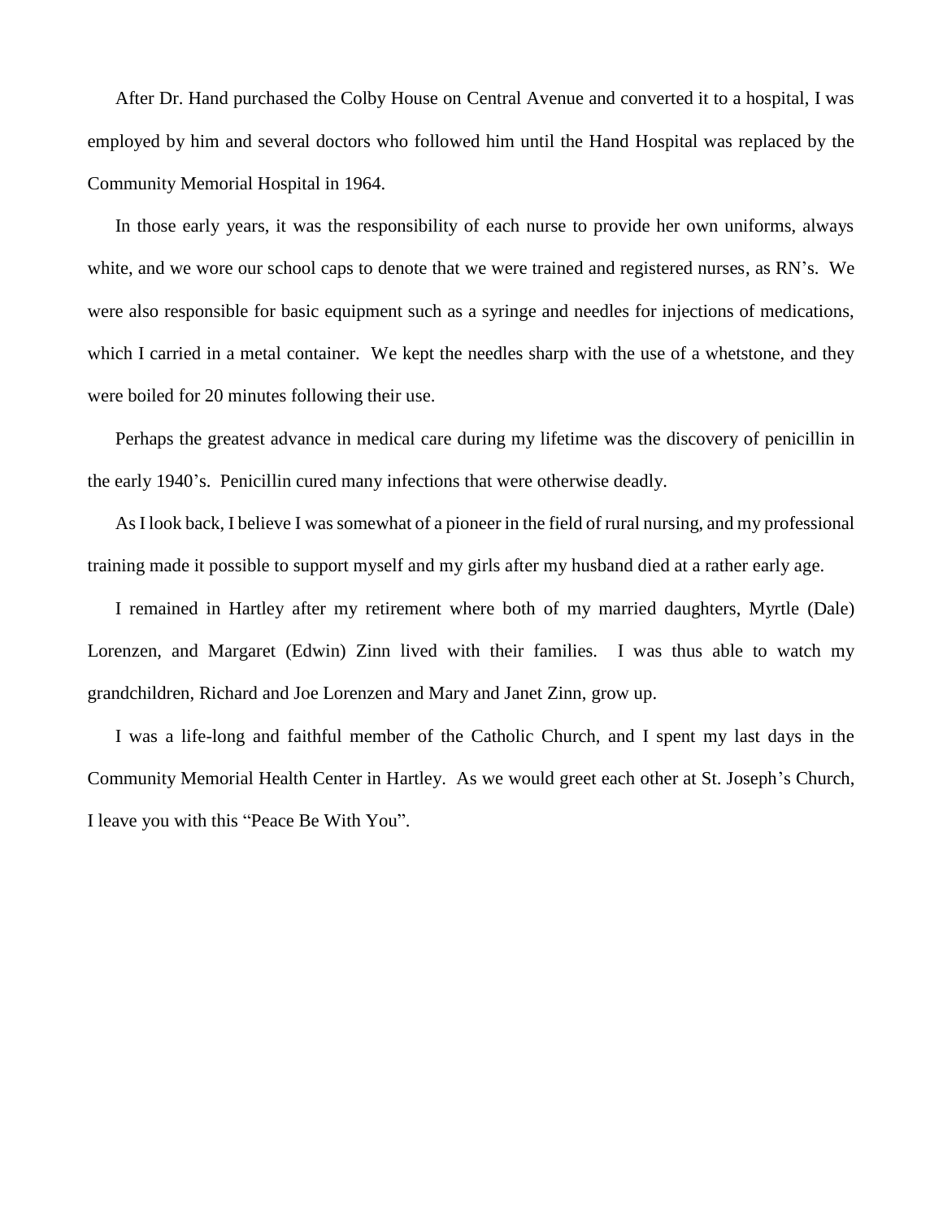After Dr. Hand purchased the Colby House on Central Avenue and converted it to a hospital, I was employed by him and several doctors who followed him until the Hand Hospital was replaced by the Community Memorial Hospital in 1964.

In those early years, it was the responsibility of each nurse to provide her own uniforms, always white, and we wore our school caps to denote that we were trained and registered nurses, as RN's. We were also responsible for basic equipment such as a syringe and needles for injections of medications, which I carried in a metal container. We kept the needles sharp with the use of a whetstone, and they were boiled for 20 minutes following their use.

Perhaps the greatest advance in medical care during my lifetime was the discovery of penicillin in the early 1940's. Penicillin cured many infections that were otherwise deadly.

As I look back, I believe I was somewhat of a pioneer in the field of rural nursing, and my professional training made it possible to support myself and my girls after my husband died at a rather early age.

I remained in Hartley after my retirement where both of my married daughters, Myrtle (Dale) Lorenzen, and Margaret (Edwin) Zinn lived with their families. I was thus able to watch my grandchildren, Richard and Joe Lorenzen and Mary and Janet Zinn, grow up.

I was a life-long and faithful member of the Catholic Church, and I spent my last days in the Community Memorial Health Center in Hartley. As we would greet each other at St. Joseph's Church, I leave you with this "Peace Be With You".